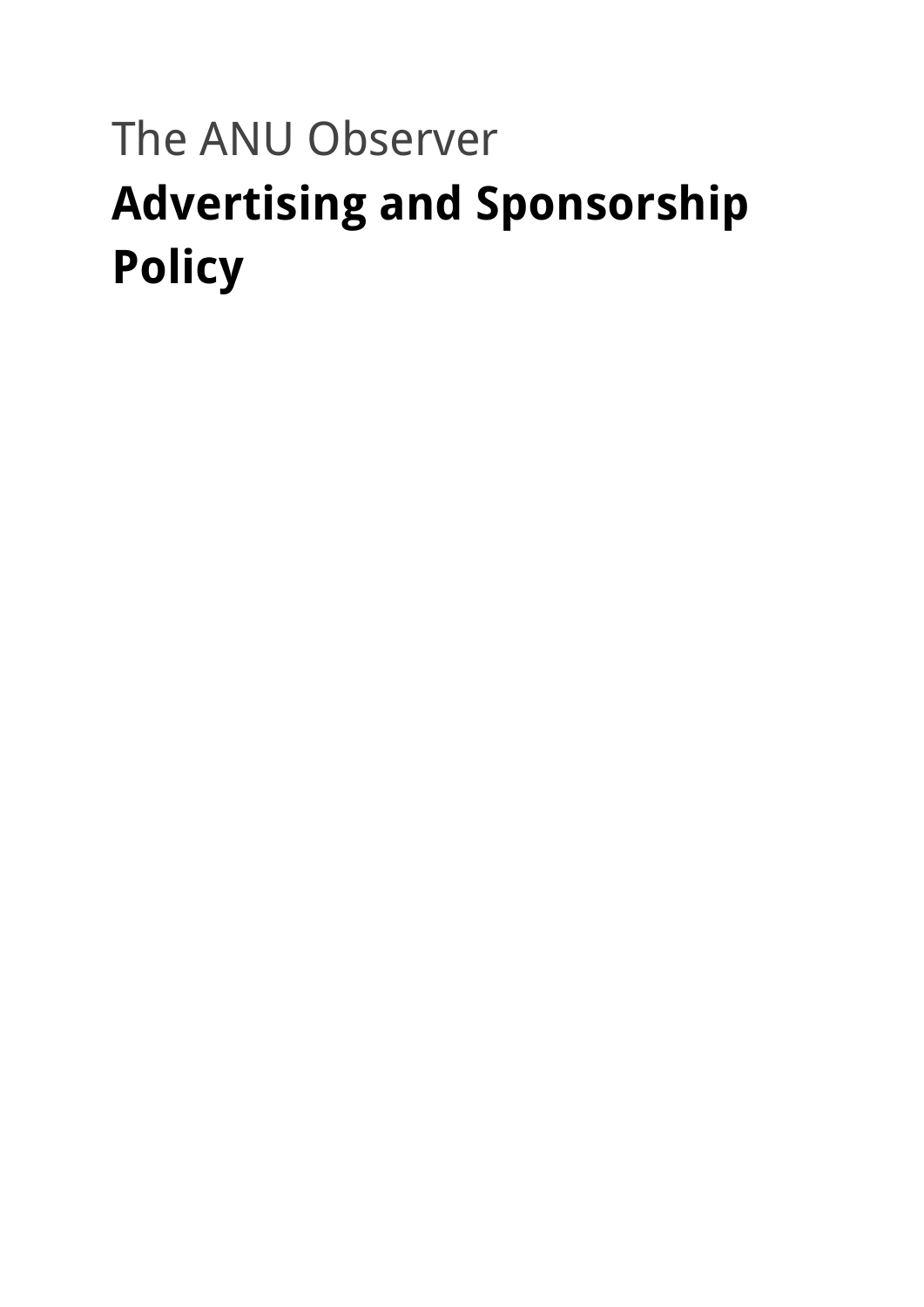The ANU Observer

# Advertising and Sponsorship Policy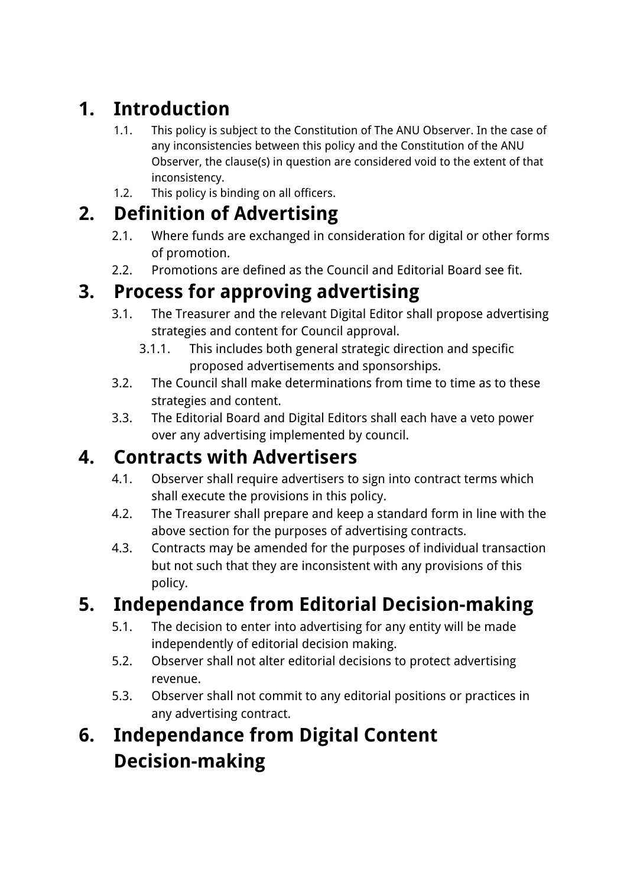# 1. Introduction

1.1. This policy is subject to the Constitution of The ANU Observer. In the case of any inconsistencies between this policy and the Constitution of the ANU Observer, the clause(s) in question are considered void to the extent of that inconsistency.

1.2. This policy is binding on all officers.

# 2. Definition of Advertising

2.1. Where funds are exchanged in consideration for digital or other forms of promotion.

2.2. Promotions are defined as the Council and Editorial Board see fit.

# 3. Process for approving advertising

3.1. The Treasurer and the relevant Digital Editor shall propose advertising strategies and content for Council approval.

- 3.1.1. This includes both general strategic direction and specific proposed advertisements and sponsorships.

3.2. The Council shall make determinations from time to time as to these strategies and content.

3.3. The Editorial Board and Digital Editors shall each have a veto power over any advertising implemented by council.

# 4. Contracts with Advertisers

4.1. Observer shall require advertisers to sign into contract terms which shall execute the provisions in this policy.

4.2. The Treasurer shall prepare and keep a standard form in line with the above section for the purposes of advertising contracts.

4.3. Contracts may be amended for the purposes of individual transaction but not such that they are inconsistent with any provisions of this policy.

# 5. Independance from Editorial Decision-making

5.1. The decision to enter into advertising for any entity will be made independently of editorial decision making.

5.2. Observer shall not alter editorial decisions to protect advertising revenue.

5.3. Observer shall not commit to any editorial positions or practices in any advertising contract.

# 6. Independance from Digital Content Decision-making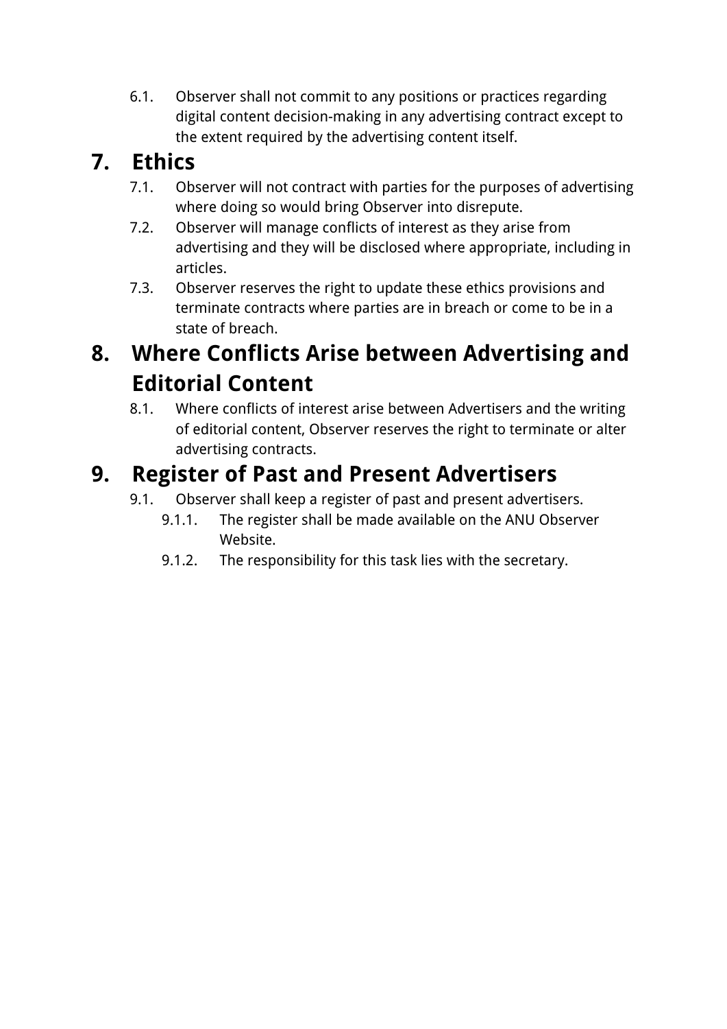6.1. Observer shall not commit to any positions or practices regarding digital content decision-making in any advertising contract except to the extent required by the advertising content itself.

## 7. Ethics

7.1. Observer will not contract with parties for the purposes of advertising where doing so would bring Observer into disrepute.

7.2. Observer will manage conflicts of interest as they arise from advertising and they will be disclosed where appropriate, including in articles.

7.3. Observer reserves the right to update these ethics provisions and terminate contracts where parties are in breach or come to be in a state of breach.

## 8. Where Conflicts Arise between Advertising and Editorial Content

8.1. Where conflicts of interest arise between Advertisers and the writing of editorial content, Observer reserves the right to terminate or alter advertising contracts.

## 9. Register of Past and Present Advertisers

9.1. Observer shall keep a register of past and present advertisers.

- 9.1.1. The register shall be made available on the ANU Observer Website.
- 9.1.2. The responsibility for this task lies with the secretary.